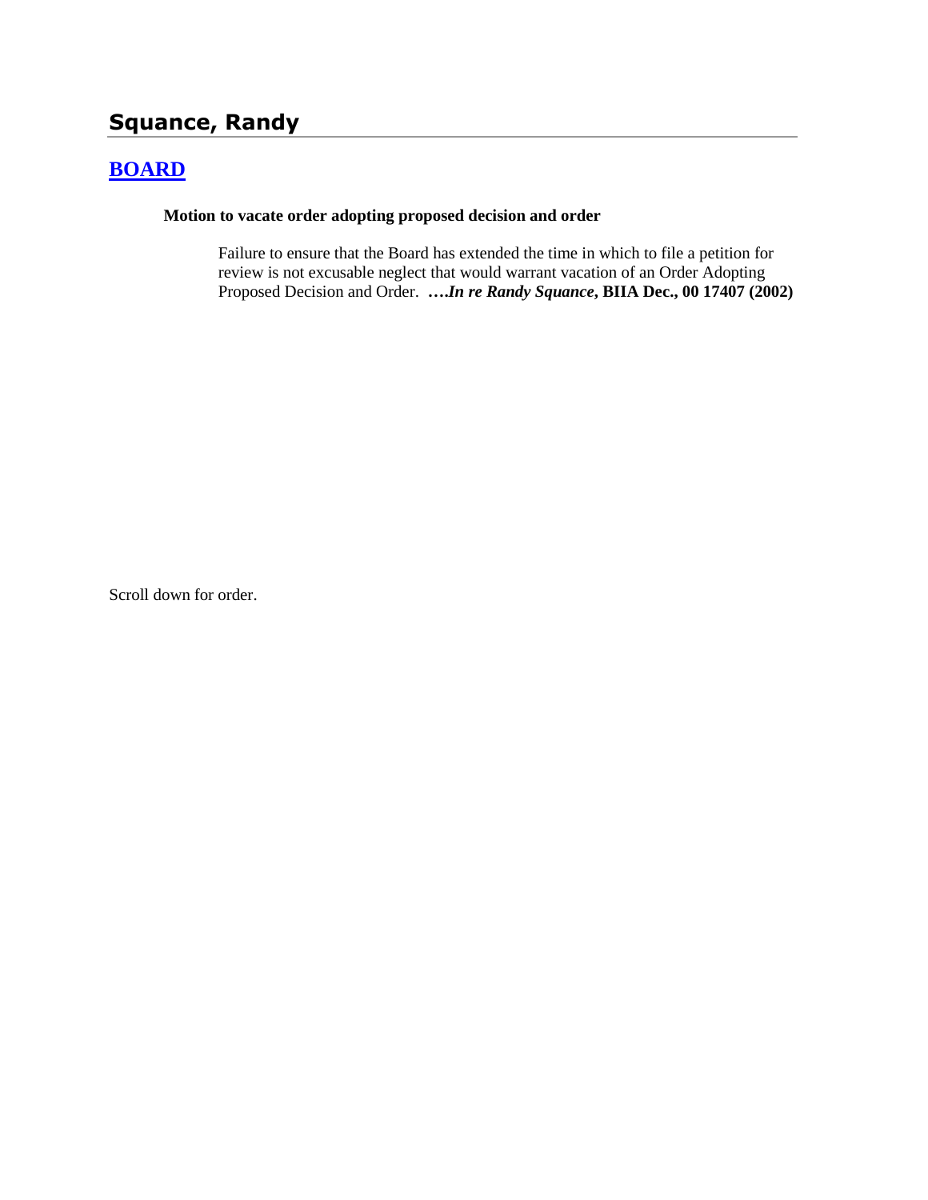## Squance, Randy

### BOARD

**Motion to vacate order adopting proposed decision and order**

> Failure to ensure that the Board has extended the time in which to file a petition for review is not excusable neglect that would warrant vacation of an Order Adopting Proposed Decision and Order. ****….In re Randy Squance*, BIIA Dec., 00 17407 (2002)**

Scroll down for order.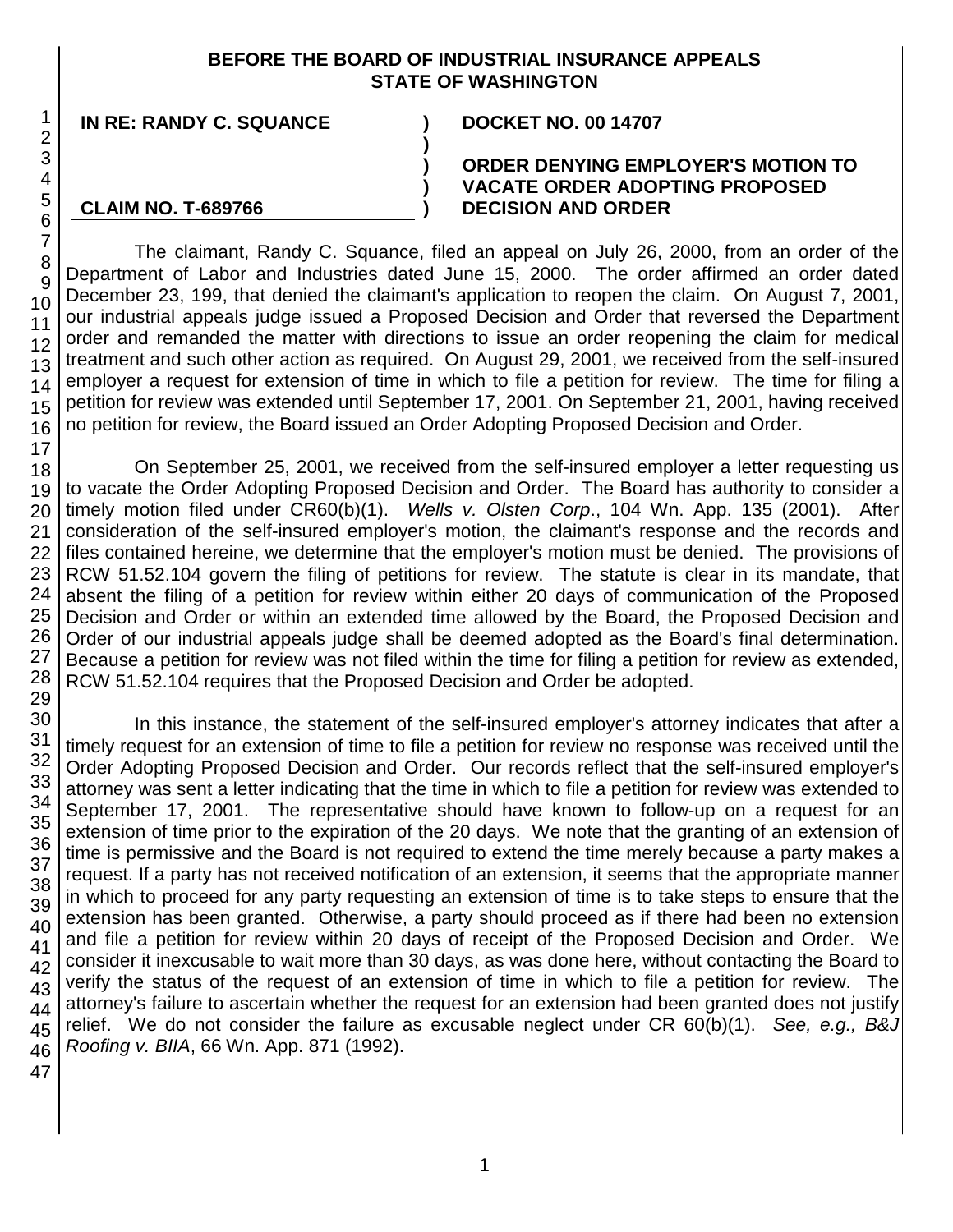**BEFORE THE BOARD OF INDUSTRIAL INSURANCE APPEALS**
**STATE OF WASHINGTON**

| | | |
|---|---|---|
| **IN RE: RANDY C. SQUANCE** | **)** | **DOCKET NO. 00 14707** |
| | **)** | |
| | **)** | **ORDER DENYING EMPLOYER'S MOTION TO** |
| | **)** | **VACATE ORDER ADOPTING PROPOSED** |
| **CLAIM NO. T-689766** | **)** | **DECISION AND ORDER** |

The claimant, Randy C. Squance, filed an appeal on July 26, 2000, from an order of the Department of Labor and Industries dated June 15, 2000. The order affirmed an order dated December 23, 199, that denied the claimant's application to reopen the claim. On August 7, 2001, our industrial appeals judge issued a Proposed Decision and Order that reversed the Department order and remanded the matter with directions to issue an order reopening the claim for medical treatment and such other action as required. On August 29, 2001, we received from the self-insured employer a request for extension of time in which to file a petition for review. The time for filing a petition for review was extended until September 17, 2001. On September 21, 2001, having received no petition for review, the Board issued an Order Adopting Proposed Decision and Order.

On September 25, 2001, we received from the self-insured employer a letter requesting us to vacate the Order Adopting Proposed Decision and Order. The Board has authority to consider a timely motion filed under CR60(b)(1). *Wells v. Olsten Corp*., 104 Wn. App. 135 (2001). After consideration of the self-insured employer's motion, the claimant's response and the records and files contained hereine, we determine that the employer's motion must be denied. The provisions of RCW 51.52.104 govern the filing of petitions for review. The statute is clear in its mandate, that absent the filing of a petition for review within either 20 days of communication of the Proposed Decision and Order or within an extended time allowed by the Board, the Proposed Decision and Order of our industrial appeals judge shall be deemed adopted as the Board's final determination. Because a petition for review was not filed within the time for filing a petition for review as extended, RCW 51.52.104 requires that the Proposed Decision and Order be adopted.

In this instance, the statement of the self-insured employer's attorney indicates that after a timely request for an extension of time to file a petition for review no response was received until the Order Adopting Proposed Decision and Order. Our records reflect that the self-insured employer's attorney was sent a letter indicating that the time in which to file a petition for review was extended to September 17, 2001. The representative should have known to follow-up on a request for an extension of time prior to the expiration of the 20 days. We note that the granting of an extension of time is permissive and the Board is not required to extend the time merely because a party makes a request. If a party has not received notification of an extension, it seems that the appropriate manner in which to proceed for any party requesting an extension of time is to take steps to ensure that the extension has been granted. Otherwise, a party should proceed as if there had been no extension and file a petition for review within 20 days of receipt of the Proposed Decision and Order. We consider it inexcusable to wait more than 30 days, as was done here, without contacting the Board to verify the status of the request of an extension of time in which to file a petition for review. The attorney's failure to ascertain whether the request for an extension had been granted does not justify relief. We do not consider the failure as excusable neglect under CR 60(b)(1). *See, e.g., B&J Roofing v. BIIA*, 66 Wn. App. 871 (1992).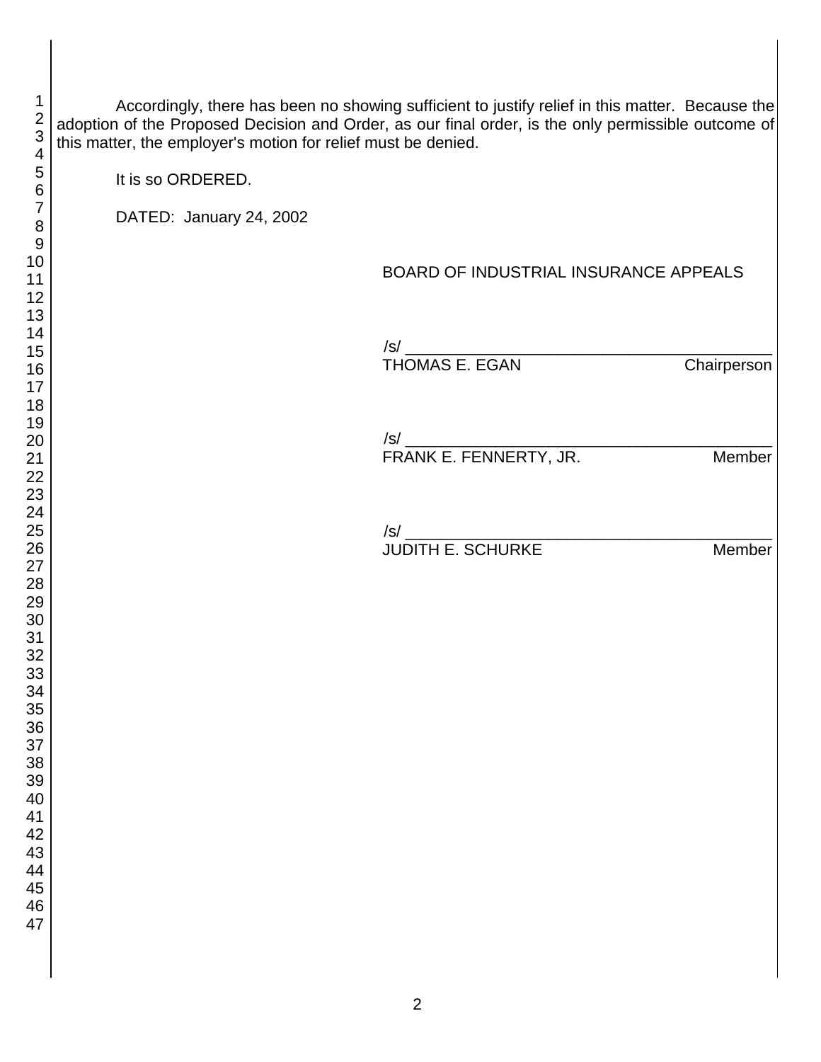Accordingly, there has been no showing sufficient to justify relief in this matter. Because the adoption of the Proposed Decision and Order, as our final order, is the only permissible outcome of this matter, the employer's motion for relief must be denied.

It is so ORDERED.

DATED: January 24, 2002

BOARD OF INDUSTRIAL INSURANCE APPEALS

/s/ ________________________________________
THOMAS E. EGAN Chairperson

/s/ ________________________________________
FRANK E. FENNERTY, JR. Member

/s/ ________________________________________
JUDITH E. SCHURKE Member